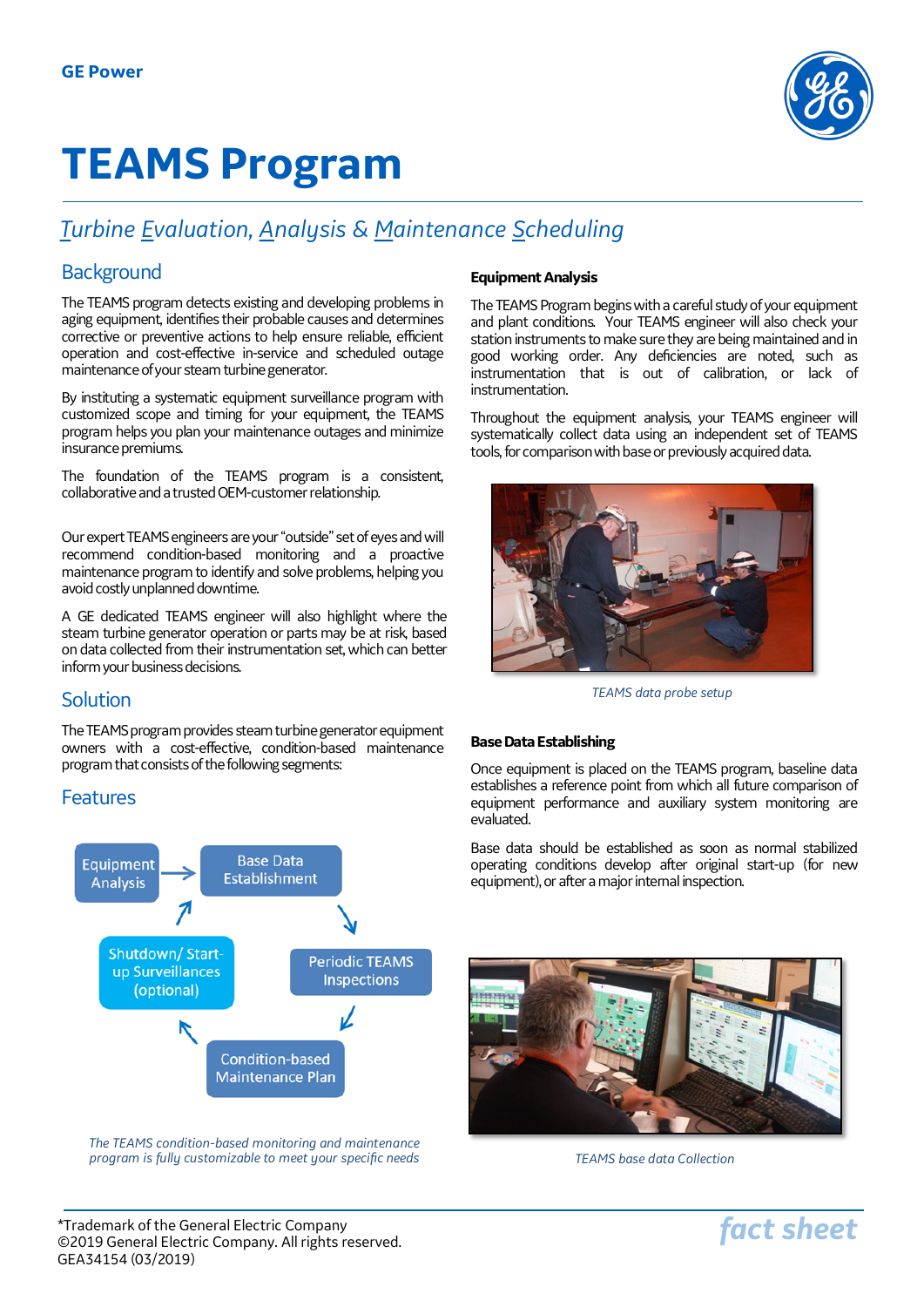GE Power

# TEAMS Program

## *Turbine Evaluation, Analysis & Maintenance Scheduling*

## Background

The TEAMS program detects existing and developing problems in aging equipment, identifies their probable causes and determines corrective or preventive actions to help ensure reliable, efficient operation and cost-effective in-service and scheduled outage maintenance of your steam turbine generator.

By instituting a systematic equipment surveillance program with customized scope and timing for your equipment, the TEAMS program helps you plan your maintenance outages and minimize insurance premiums.

The foundation of the TEAMS program is a consistent, collaborative and a trusted OEM-customer relationship.

Our expert TEAMS engineers are your "outside" set of eyes and will recommend condition-based monitoring and a proactive maintenance program to identify and solve problems, helping you avoid costly unplanned downtime.

A GE dedicated TEAMS engineer will also highlight where the steam turbine generator operation or parts may be at risk, based on data collected from their instrumentation set, which can better inform your business decisions.

## Solution

The TEAMS program provides steam turbine generator equipment owners with a cost-effective, condition-based maintenance program that consists of the following segments:

## Features

Equipment Analysis → Base Data Establishment → Periodic TEAMS Inspections → Condition-based Maintenance Plan → Shutdown/ Start-up Surveillances (optional) → Equipment Analysis

*The TEAMS condition-based monitoring and maintenance program is fully customizable to meet your specific needs*

### Equipment Analysis

The TEAMS Program begins with a careful study of your equipment and plant conditions. Your TEAMS engineer will also check your station instruments to make sure they are being maintained and in good working order. Any deficiencies are noted, such as instrumentation that is out of calibration, or lack of instrumentation.

Throughout the equipment analysis, your TEAMS engineer will systematically collect data using an independent set of TEAMS tools, for comparison with base or previously acquired data.

*TEAMS data probe setup*

### Base Data Establishing

Once equipment is placed on the TEAMS program, baseline data establishes a reference point from which all future comparison of equipment performance and auxiliary system monitoring are evaluated.

Base data should be established as soon as normal stabilized operating conditions develop after original start-up (for new equipment), or after a major internal inspection.

*TEAMS base data Collection*

*Trademark of the General Electric Company
©2019 General Electric Company. All rights reserved.
GEA34154 (03/2019)

*fact sheet*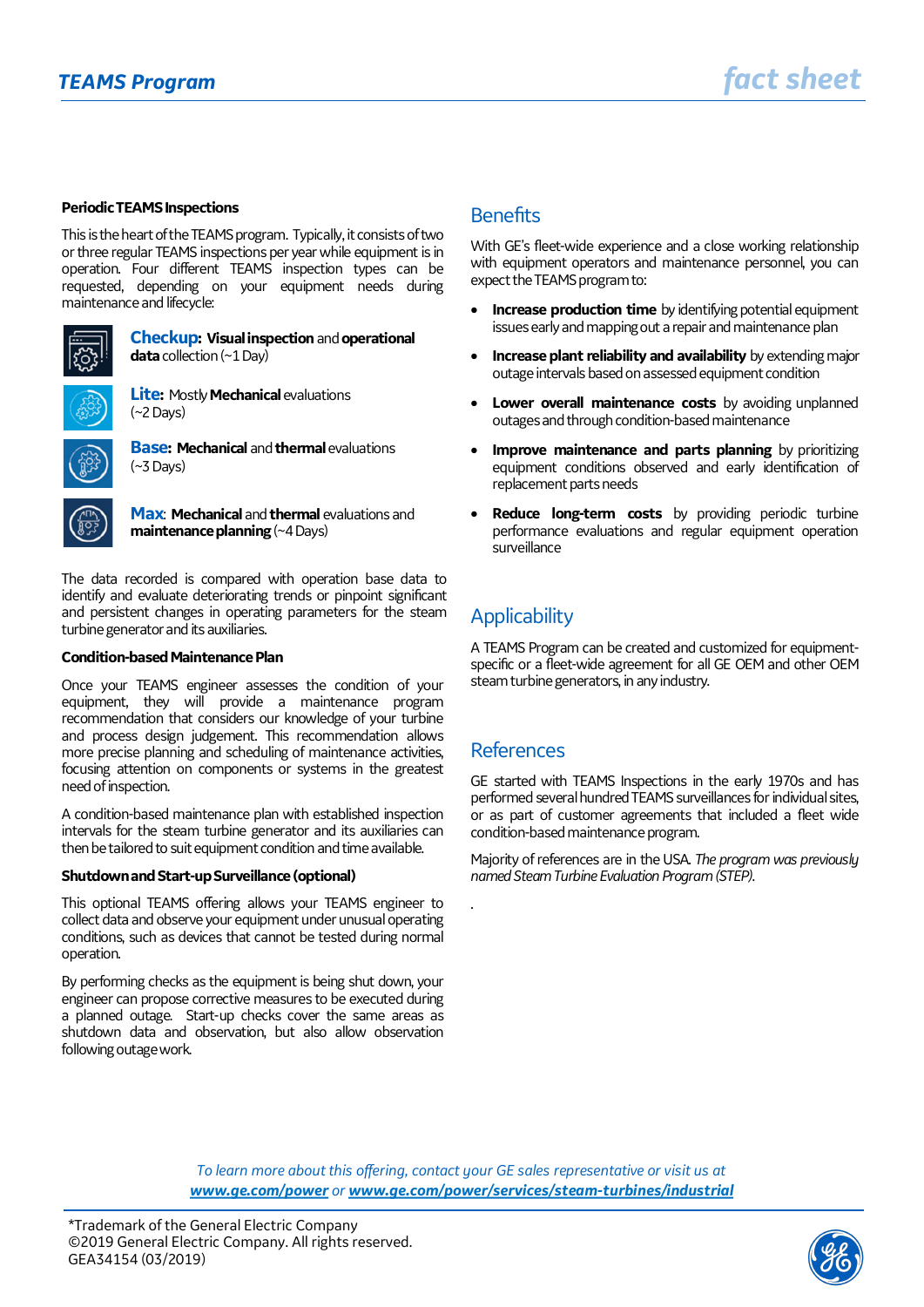**Periodic TEAMS Inspections**

This is the heart of the TEAMS program. Typically, it consists of two or three regular TEAMS inspections per year while equipment is in operation. Four different TEAMS inspection types can be requested, depending on your equipment needs during maintenance and lifecycle:

**Checkup: Visual inspection** and **operational data** collection (~1 Day)

**Lite:** Mostly **Mechanical** evaluations (~2 Days)

**Base: Mechanical** and **thermal** evaluations (~3 Days)

**Max**: **Mechanical** and **thermal** evaluations and **maintenance planning** (~4 Days)

The data recorded is compared with operation base data to identify and evaluate deteriorating trends or pinpoint significant and persistent changes in operating parameters for the steam turbine generator and its auxiliaries.

**Condition-based Maintenance Plan**

Once your TEAMS engineer assesses the condition of your equipment, they will provide a maintenance program recommendation that considers our knowledge of your turbine and process design judgement. This recommendation allows more precise planning and scheduling of maintenance activities, focusing attention on components or systems in the greatest need of inspection.

A condition-based maintenance plan with established inspection intervals for the steam turbine generator and its auxiliaries can then be tailored to suit equipment condition and time available.

**Shutdown and Start-up Surveillance (optional)**

This optional TEAMS offering allows your TEAMS engineer to collect data and observe your equipment under unusual operating conditions, such as devices that cannot be tested during normal operation.

By performing checks as the equipment is being shut down, your engineer can propose corrective measures to be executed during a planned outage. Start-up checks cover the same areas as shutdown data and observation, but also allow observation following outage work.

## Benefits

With GE's fleet-wide experience and a close working relationship with equipment operators and maintenance personnel, you can expect the TEAMS program to:

- **Increase production time** by identifying potential equipment issues early and mapping out a repair and maintenance plan
- **Increase plant reliability and availability** by extending major outage intervals based on assessed equipment condition
- **Lower overall maintenance costs** by avoiding unplanned outages and through condition-based maintenance
- **Improve maintenance and parts planning** by prioritizing equipment conditions observed and early identification of replacement parts needs
- **Reduce long-term costs** by providing periodic turbine performance evaluations and regular equipment operation surveillance

## Applicability

A TEAMS Program can be created and customized for equipment-specific or a fleet-wide agreement for all GE OEM and other OEM steam turbine generators, in any industry.

## References

GE started with TEAMS Inspections in the early 1970s and has performed several hundred TEAMS surveillances for individual sites, or as part of customer agreements that included a fleet wide condition-based maintenance program.

Majority of references are in the USA. *The program was previously named Steam Turbine Evaluation Program (STEP).*

*To learn more about this offering, contact your GE sales representative or visit us at* ***www.ge.com/power*** *or* ***www.ge.com/power/services/steam-turbines/industrial***

*Trademark of the General Electric Company
©2019 General Electric Company. All rights reserved.
GEA34154 (03/2019)